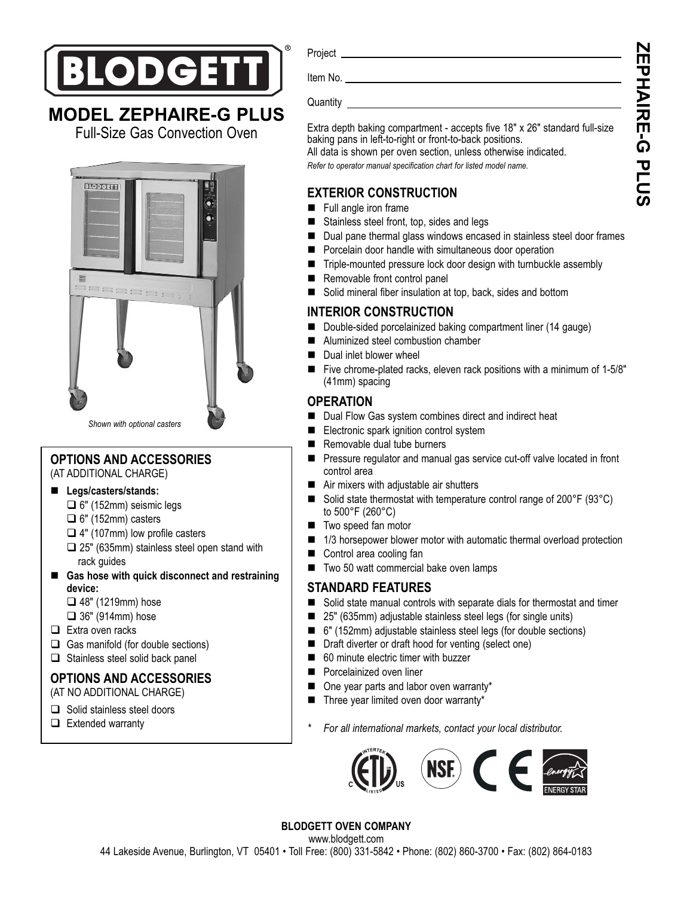# BLODGETT

## MODEL ZEPHAIRE-G PLUS

Full-Size Gas Convection Oven

*Shown with optional casters*

Project

Item No.

Quantity

Extra depth baking compartment - accepts five 18" x 26" standard full-size baking pans in left-to-right or front-to-back positions.
All data is shown per oven section, unless otherwise indicated.
*Refer to operator manual specification chart for listed model name.*

### EXTERIOR CONSTRUCTION

- Full angle iron frame
- Stainless steel front, top, sides and legs
- Dual pane thermal glass windows encased in stainless steel door frames
- Porcelain door handle with simultaneous door operation
- Triple-mounted pressure lock door design with turnbuckle assembly
- Removable front control panel
- Solid mineral fiber insulation at top, back, sides and bottom

### INTERIOR CONSTRUCTION

- Double-sided porcelainized baking compartment liner (14 gauge)
- Aluminized steel combustion chamber
- Dual inlet blower wheel
- Five chrome-plated racks, eleven rack positions with a minimum of 1-5/8" (41mm) spacing

### OPERATION

- Dual Flow Gas system combines direct and indirect heat
- Electronic spark ignition control system
- Removable dual tube burners
- Pressure regulator and manual gas service cut-off valve located in front control area
- Air mixers with adjustable air shutters
- Solid state thermostat with temperature control range of 200°F (93°C) to 500°F (260°C)
- Two speed fan motor
- 1/3 horsepower blower motor with automatic thermal overload protection
- Control area cooling fan
- Two 50 watt commercial bake oven lamps

### STANDARD FEATURES

- Solid state manual controls with separate dials for thermostat and timer
- 25" (635mm) adjustable stainless steel legs (for single units)
- 6" (152mm) adjustable stainless steel legs (for double sections)
- Draft diverter or draft hood for venting (select one)
- 60 minute electric timer with buzzer
- Porcelainized oven liner
- One year parts and labor oven warranty*
- Three year limited oven door warranty*

\* *For all international markets, contact your local distributor.*

### OPTIONS AND ACCESSORIES
(AT ADDITIONAL CHARGE)

- **Legs/casters/stands:**
  - ❑ 6" (152mm) seismic legs
  - ❑ 6" (152mm) casters
  - ❑ 4" (107mm) low profile casters
  - ❑ 25" (635mm) stainless steel open stand with rack guides
- **Gas hose with quick disconnect and restraining device:**
  - ❑ 48" (1219mm) hose
  - ❑ 36" (914mm) hose
- ❑ Extra oven racks
- ❑ Gas manifold (for double sections)
- ❑ Stainless steel solid back panel

### OPTIONS AND ACCESSORIES
(AT NO ADDITIONAL CHARGE)

- ❑ Solid stainless steel doors
- ❑ Extended warranty

**BLODGETT OVEN COMPANY**
www.blodgett.com
44 Lakeside Avenue, Burlington, VT 05401 • Toll Free: (800) 331-5842 • Phone: (802) 860-3700 • Fax: (802) 864-0183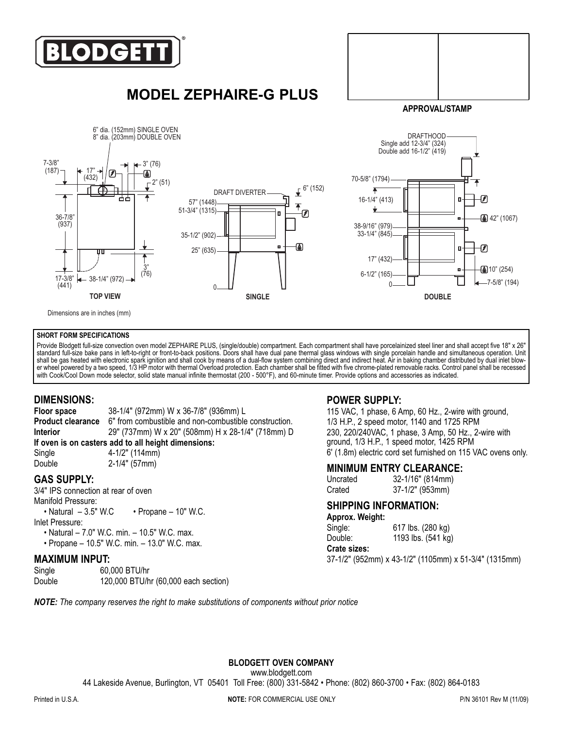# MODEL ZEPHAIRE-G PLUS

**APPROVAL/STAMP**

6" dia. (152mm) SINGLE OVEN
8" dia. (203mm) DOUBLE OVEN

7-3/8" (187)
17" (432)
3" (76)
2" (51)
36-7/8" (937)
3" (76)
17-3/8" (441)
38-1/4" (972)

**TOP VIEW**

DRAFT DIVERTER
6" (152)
57" (1448)
51-3/4" (1315)
35-1/2" (902)
25" (635)
0

**SINGLE**

DRAFTHOOD
Single add 12-3/4" (324)
Double add 16-1/2" (419)
70-5/8" (1794)
16-1/4" (413)
42" (1067)
38-9/16" (979)
33-1/4" (845)
17" (432)
10" (254)
6-1/2" (165)
0
7-5/8" (194)

**DOUBLE**

Dimensions are in inches (mm)

**SHORT FORM SPECIFICATIONS**

Provide Blodgett full-size convection oven model ZEPHAIRE PLUS, (single/double) compartment. Each compartment shall have porcelainized steel liner and shall accept five 18" x 26" standard full-size bake pans in left-to-right or front-to-back positions. Doors shall have dual pane thermal glass windows with single porcelain handle and simultaneous operation. Unit shall be gas heated with electronic spark ignition and shall cook by means of a dual-flow system combining direct and indirect heat. Air in baking chamber distributed by dual inlet blower wheel powered by a two speed, 1/3 HP motor with thermal Overload protection. Each chamber shall be fitted with five chrome-plated removable racks. Control panel shall be recessed with Cook/Cool Down mode selector, solid state manual infinite thermostat (200 - 500°F), and 60-minute timer. Provide options and accessories as indicated.

## DIMENSIONS:

| | |
|---|---|
| **Floor space** | 38-1/4" (972mm) W x 36-7/8" (936mm) L |
| **Product clearance** | 6" from combustible and non-combustible construction. |
| **Interior** | 29" (737mm) W x 20" (508mm) H x 28-1/4" (718mm) D |

**If oven is on casters add to all height dimensions:**

| | |
|---|---|
| Single | 4-1/2" (114mm) |
| Double | 2-1/4" (57mm) |

## GAS SUPPLY:

3/4" IPS connection at rear of oven

Manifold Pressure:
- Natural – 3.5" W.C • Propane – 10" W.C.

Inlet Pressure:
- Natural – 7.0" W.C. min. – 10.5" W.C. max.
- Propane – 10.5" W.C. min. – 13.0" W.C. max.

## MAXIMUM INPUT:

| | |
|---|---|
| Single | 60,000 BTU/hr |
| Double | 120,000 BTU/hr (60,000 each section) |

## POWER SUPPLY:

115 VAC, 1 phase, 6 Amp, 60 Hz., 2-wire with ground, 1/3 H.P., 2 speed motor, 1140 and 1725 RPM
230, 220/240VAC, 1 phase, 3 Amp, 50 Hz., 2-wire with ground, 1/3 H.P., 1 speed motor, 1425 RPM
6' (1.8m) electric cord set furnished on 115 VAC ovens only.

## MINIMUM ENTRY CLEARANCE:

| | |
|---|---|
| Uncrated | 32-1/16" (814mm) |
| Crated | 37-1/2" (953mm) |

## SHIPPING INFORMATION:

**Approx. Weight:**

| | |
|---|---|
| Single: | 617 lbs. (280 kg) |
| Double: | 1193 lbs. (541 kg) |

**Crate sizes:**
37-1/2" (952mm) x 43-1/2" (1105mm) x 51-3/4" (1315mm)

***NOTE:*** *The company reserves the right to make substitutions of components without prior notice*

**BLODGETT OVEN COMPANY**
www.blodgett.com
44 Lakeside Avenue, Burlington, VT 05401 Toll Free: (800) 331-5842 • Phone: (802) 860-3700 • Fax: (802) 864-0183

Printed in U.S.A. **NOTE:** FOR COMMERCIAL USE ONLY P/N 36101 Rev M (11/09)